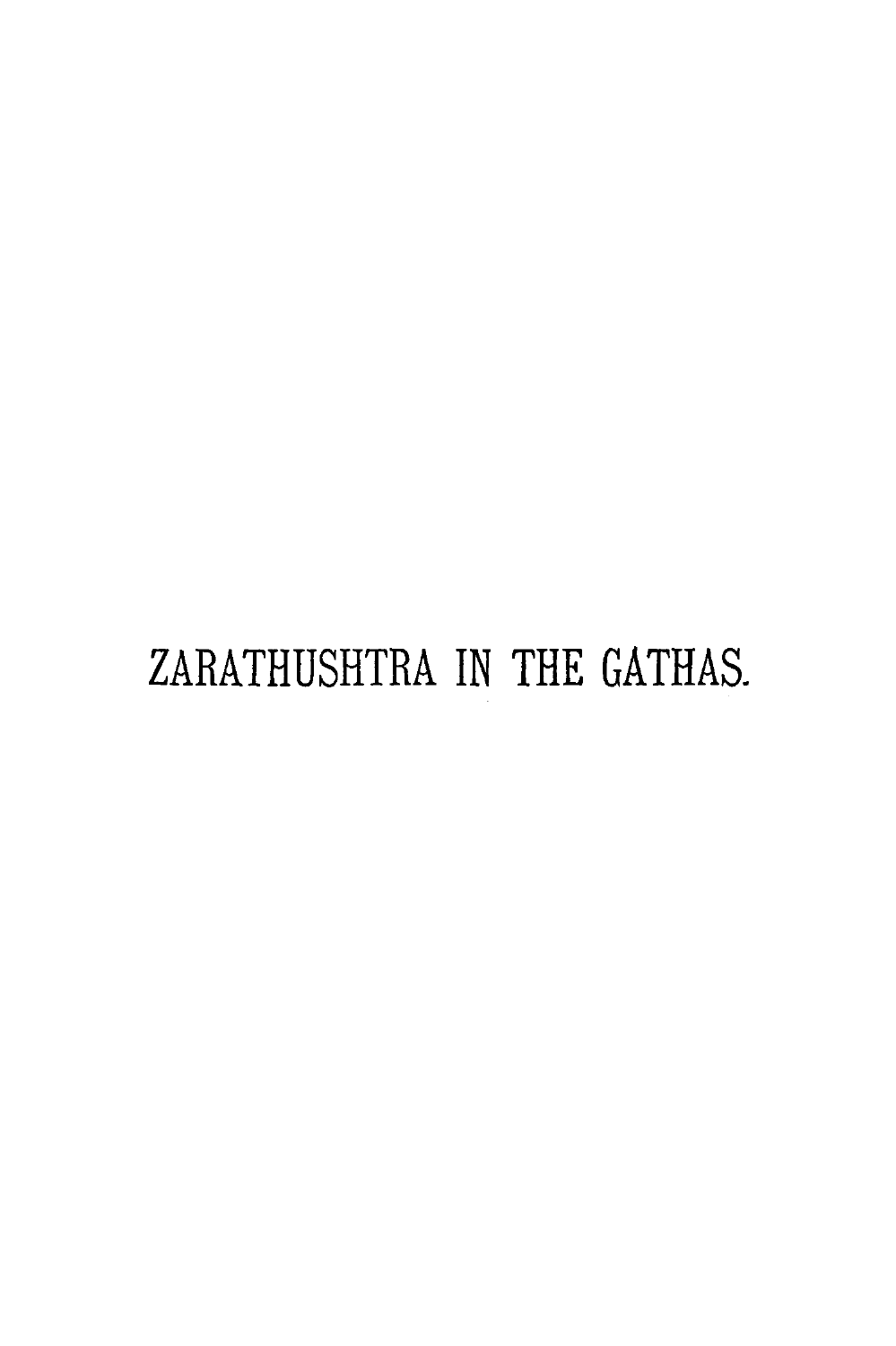# ZARATHUSHTRA IN THE GATHAS.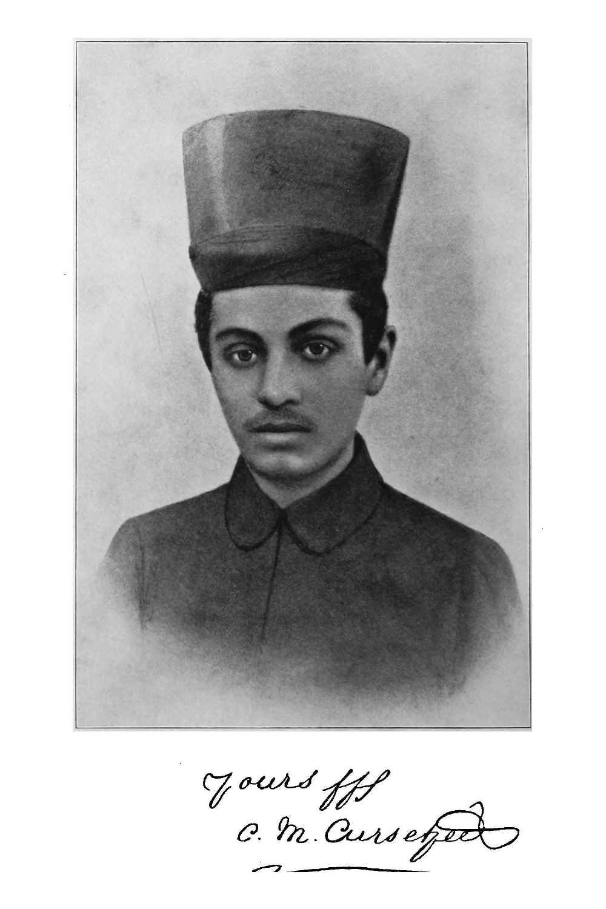Yours ffly

C. M. Cursetjee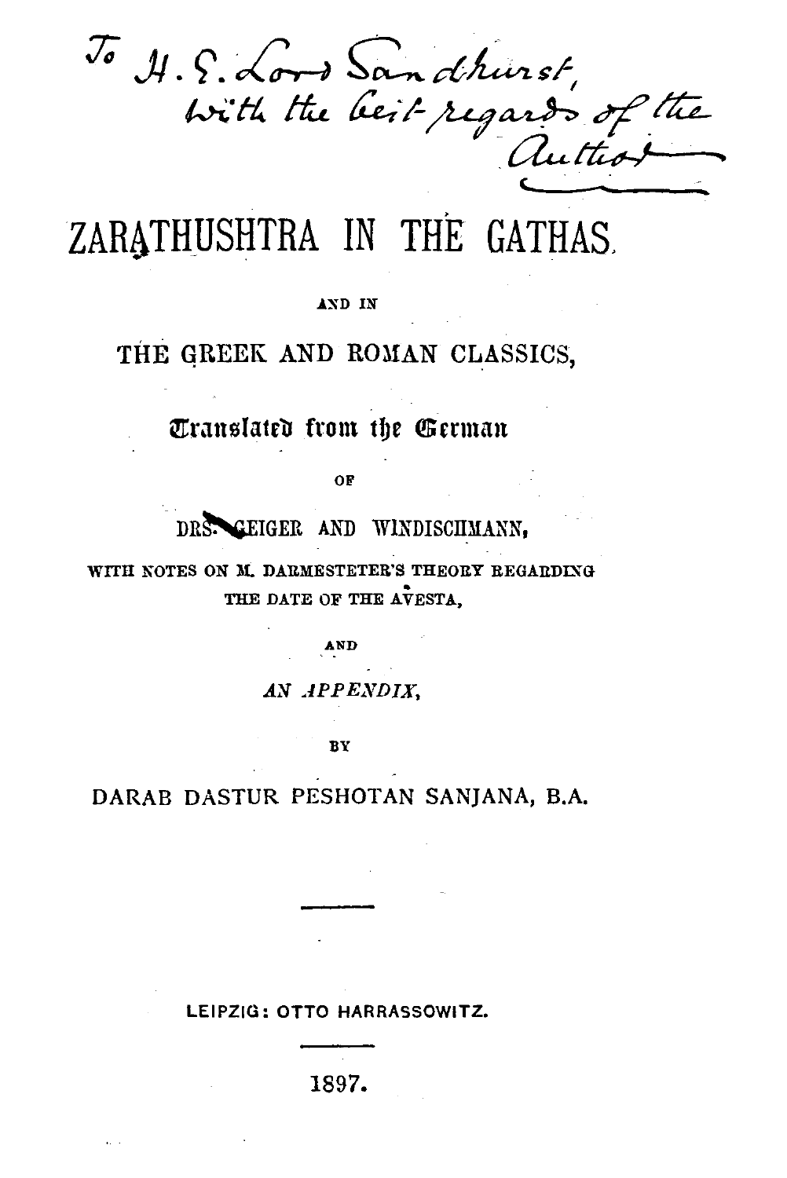To H. E. Lord Sandhurst,
with the best regards of the
Author

# ZARATHUSHTRA IN THE GATHAS

AND IN

## THE GREEK AND ROMAN CLASSICS,

Translated from the German

OF

DRS. GEIGER AND WINDISCHMANN,

WITH NOTES ON M. DARMESTETER'S THEORY REGARDING THE DATE OF THE AVESTA,

AND

*AN APPENDIX*,

BY

DARAB DASTUR PESHOTAN SANJANA, B.A.

---

LEIPZIG: OTTO HARRASSOWITZ.

---

1897.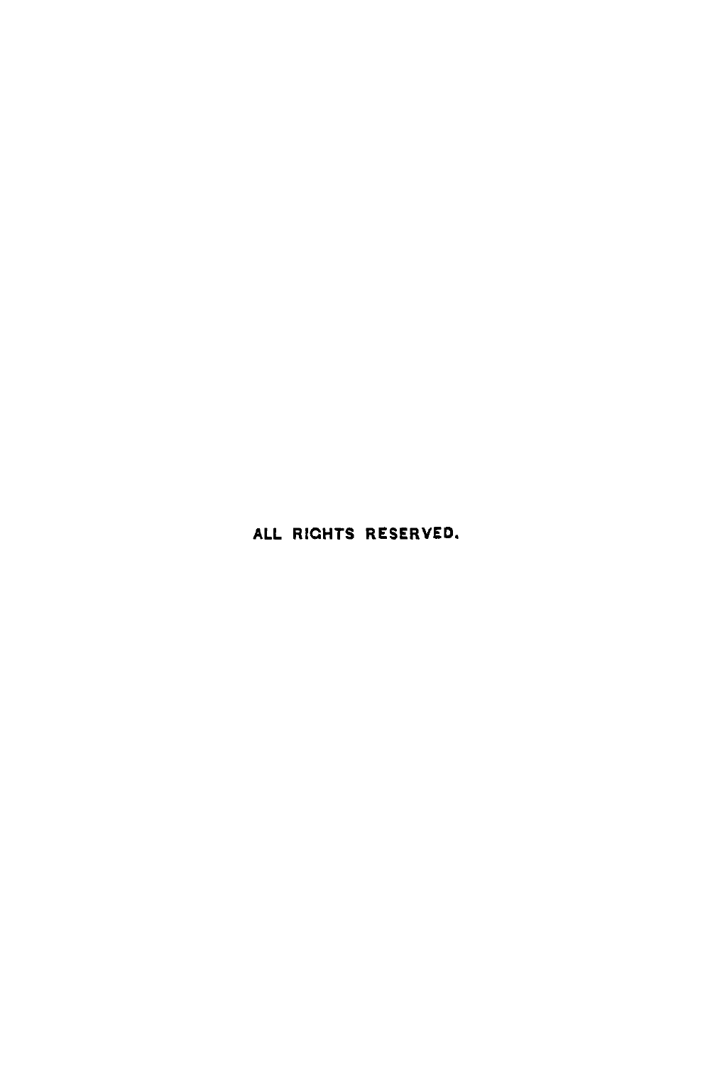ALL RIGHTS RESERVED.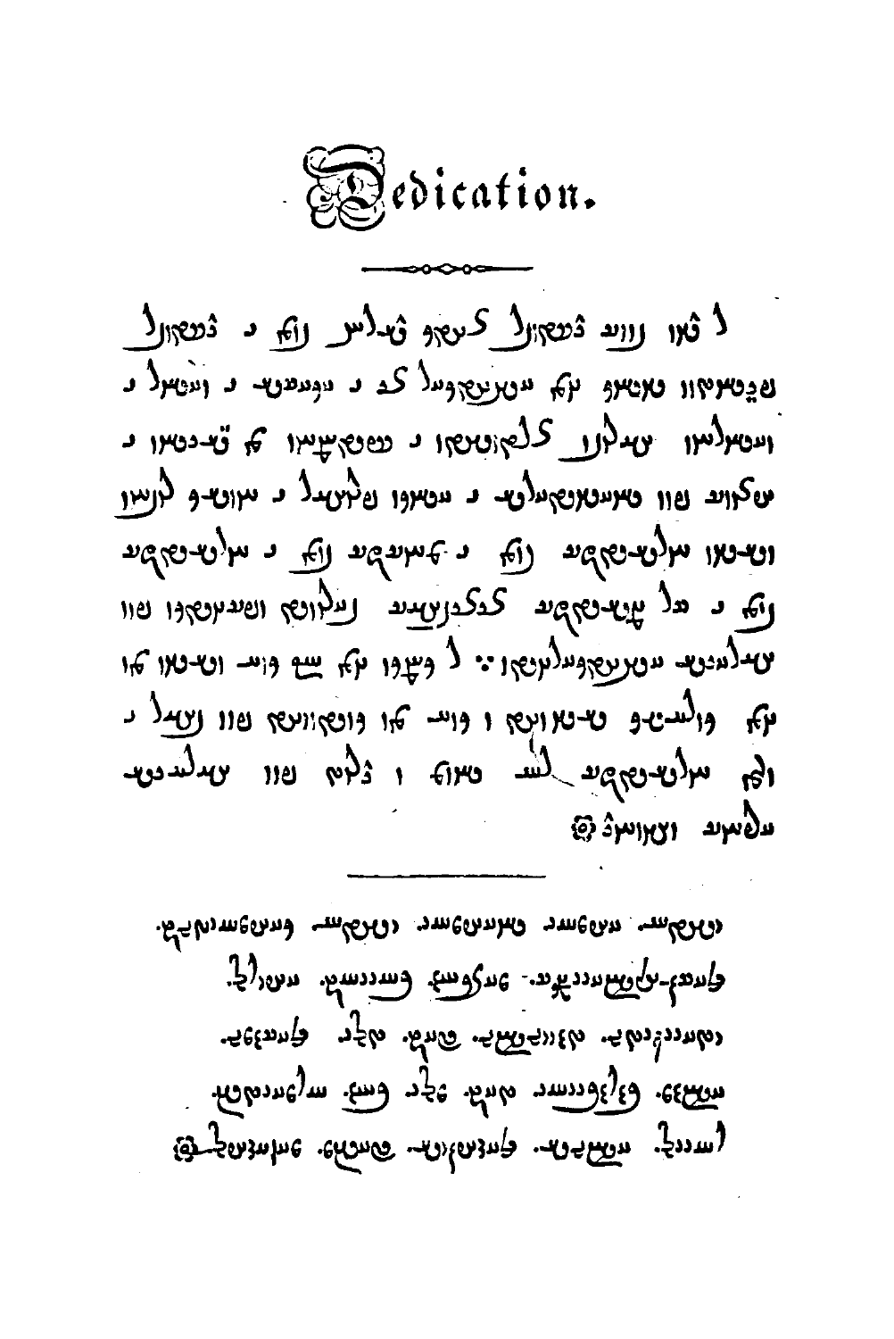# Dedication.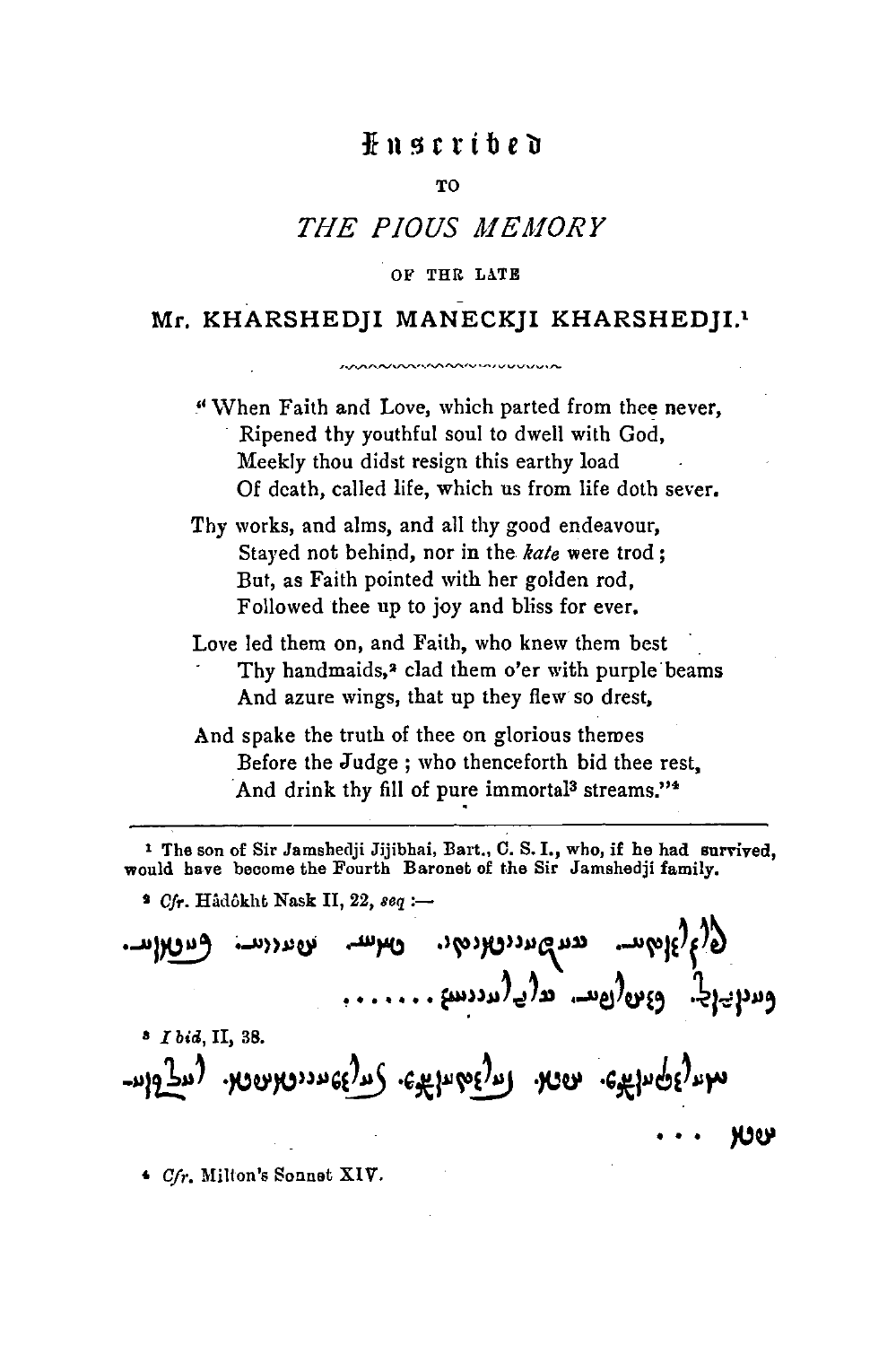# Inscribed

TO

## *THE PIOUS MEMORY*

OF THE LATE

### Mr. KHARSHEDJI MANECKJI KHARSHEDJI.[1]

"When Faith and Love, which parted from thee never,
  Ripened thy youthful soul to dwell with God,
  Meekly thou didst resign this earthy load
  Of death, called life, which us from life doth sever.

Thy works, and alms, and all thy good endeavour,
  Stayed not behind, nor in the *kate* were trod;
  But, as Faith pointed with her golden rod,
  Followed thee up to joy and bliss for ever.

Love led them on, and Faith, who knew them best
  Thy handmaids,[2] clad them o'er with purple beams
  And azure wings, that up they flew so drest,

And spake the truth of thee on glorious themes
  Before the Judge; who thenceforth bid thee rest,
  And drink thy fill of pure immortal[3] streams."[4]

---

[1] The son of Sir Jamshedji Jijibhai, Bart., C. S. I., who, if he had survived, would have become the Fourth Baronet of the Sir Jamshedji family.

[2] *Cfr.* Hâdôkht Nask II, 22, *seq* :—

[3] *Ibid*, II, 38.

[4] *Cfr.* Milton's Sonnet XIV.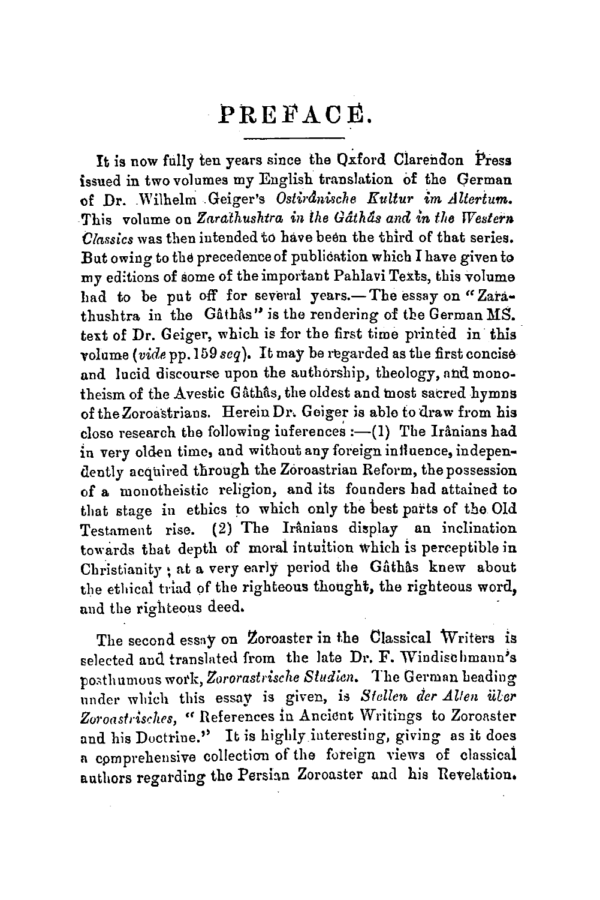# PREFACE.

It is now fully ten years since the Oxford Clarendon Press issued in two volumes my English translation of the German of Dr. Wilhelm Geiger's *Ostirânische Kultur im Altertum.* This volume on *Zarathushtra in the Gâthâs and in the Western Classics* was then intended to have been the third of that series. But owing to the precedence of publication which I have given to my editions of some of the important Pahlavi Texts, this volume had to be put off for several years.—The essay on "Zarathushtra in the Gâthâs" is the rendering of the German MS. text of Dr. Geiger, which is for the first time printed in this volume (*vide* pp. 159 *seq*). It may be regarded as the first concise and lucid discourse upon the authorship, theology, and monotheism of the Avestic Gâthâs, the oldest and most sacred hymns of the Zoroastrians. Herein Dr. Geiger is able to draw from his close research the following inferences :—(1) The Irânians had in very olden time, and without any foreign influence, independently acquired through the Zoroastrian Reform, the possession of a monotheistic religion, and its founders had attained to that stage in ethics to which only the best parts of the Old Testament rise. (2) The Irânians display an inclination towards that depth of moral intuition which is perceptible in Christianity ; at a very early period the Gâthâs knew about the ethical triad of the righteous thought, the righteous word, and the righteous deed.

The second essay on Zoroaster in the Classical Writers is selected and translated from the late Dr. F. Windischmann's posthumous work, *Zororastrische Studien.* The German heading under which this essay is given, is *Stellen der Alten über Zoroastrisches,* "References in Ancient Writings to Zoroaster and his Doctrine." It is highly interesting, giving as it does a comprehensive collection of the foreign views of classical authors regarding the Persian Zoroaster and his Revelation.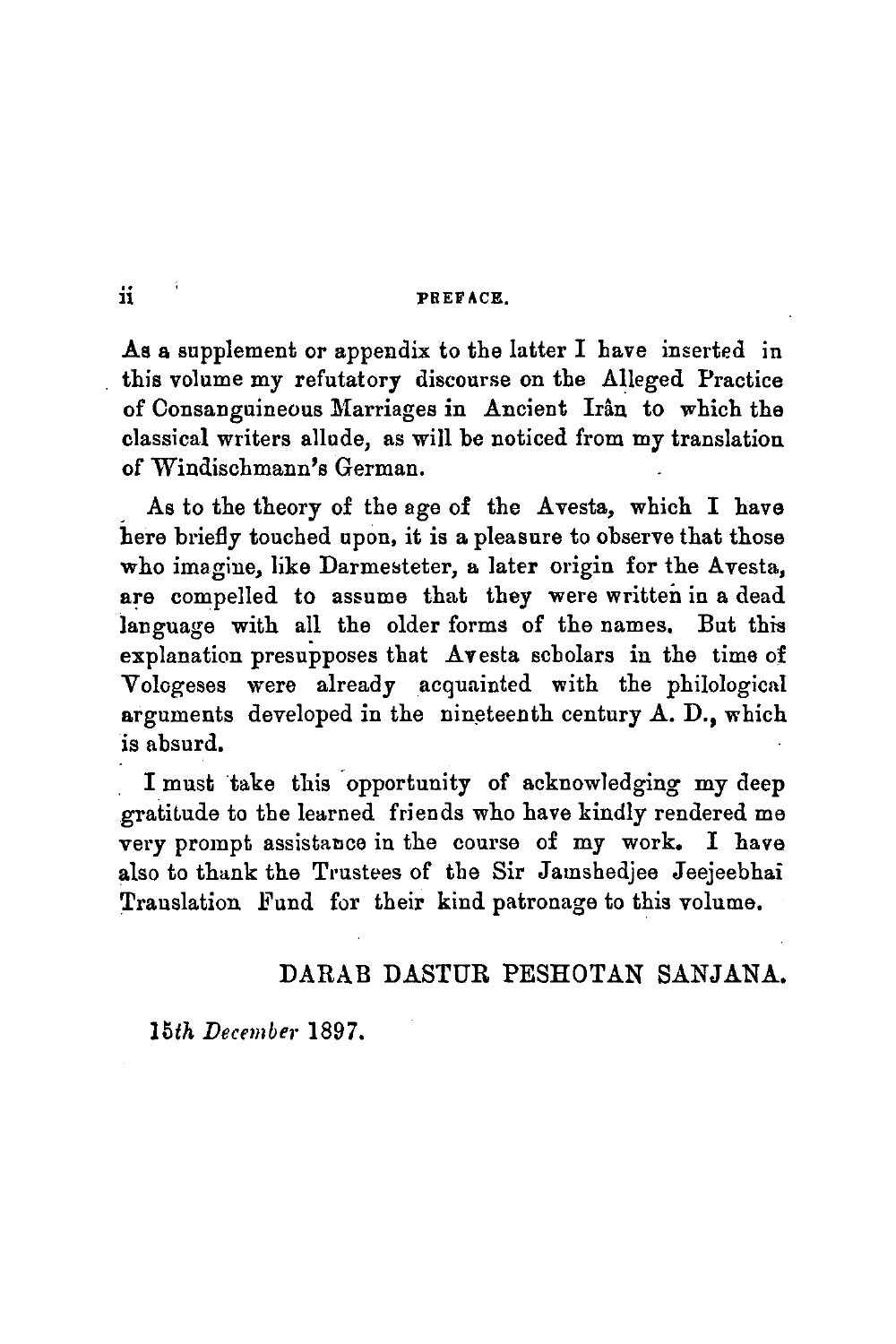As a supplement or appendix to the latter I have inserted in this volume my refutatory discourse on the Alleged Practice of Consanguineous Marriages in Ancient Irân to which the classical writers allude, as will be noticed from my translation of Windischmann's German.

As to the theory of the age of the Avesta, which I have here briefly touched upon, it is a pleasure to observe that those who imagine, like Darmesteter, a later origin for the Avesta, are compelled to assume that they were written in a dead language with all the older forms of the names. But this explanation presupposes that Avesta scholars in the time of Vologeses were already acquainted with the philological arguments developed in the nineteenth century A. D., which is absurd.

I must take this opportunity of acknowledging my deep gratitude to the learned friends who have kindly rendered me very prompt assistance in the course of my work. I have also to thank the Trustees of the Sir Jamshedjee Jeejeebhai Translation Fund for their kind patronage to this volume.

DARAB DASTUR PESHOTAN SANJANA.

*15th December* 1897.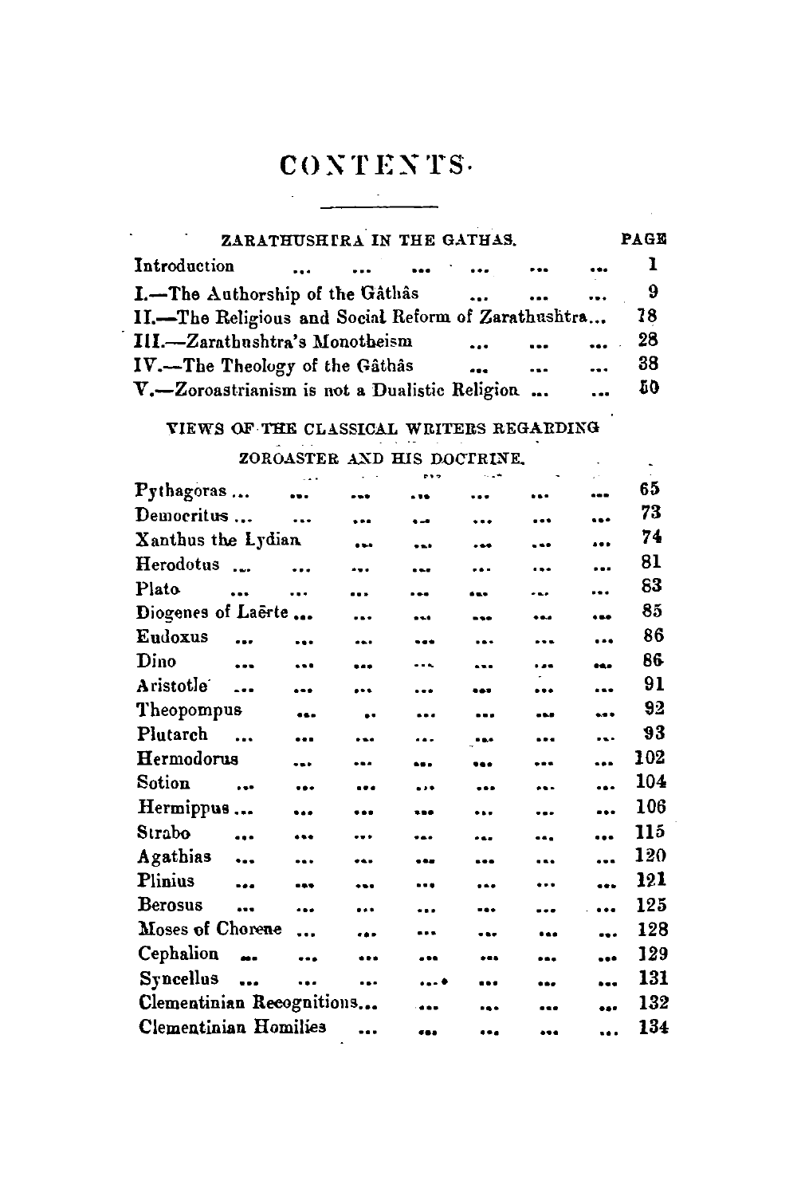# CONTENTS.

## ZARATHUSHTRA IN THE GATHAS.

| | PAGE |
|---|---|
| Introduction | 1 |
| I.—The Authorship of the Gâthâs | 9 |
| II.—The Religious and Social Reform of Zarathushtra... | 18 |
| III.—Zarathushtra's Monotheism | 28 |
| IV.—The Theology of the Gâthâs | 38 |
| V.—Zoroastrianism is not a Dualistic Religion ... | 50 |

## VIEWS OF THE CLASSICAL WRITERS REGARDING ZOROASTER AND HIS DOCTRINE.

| | PAGE |
|---|---|
| Pythagoras ... | 65 |
| Democritus ... | 73 |
| Xanthus the Lydian | 74 |
| Herodotus ... | 81 |
| Plato | 83 |
| Diogenes of Laërte ... | 85 |
| Eudoxus | 86 |
| Dino | 86 |
| Aristotle | 91 |
| Theopompus | 92 |
| Plutarch | 93 |
| Hermodorus | 102 |
| Sotion | 104 |
| Hermippus ... | 106 |
| Strabo | 115 |
| Agathias | 120 |
| Plinius | 121 |
| Berosus | 125 |
| Moses of Chorene ... | 128 |
| Cephalion | 129 |
| Syncellus | 131 |
| Clementinian Recognitions... | 132 |
| Clementinian Homilies | 134 |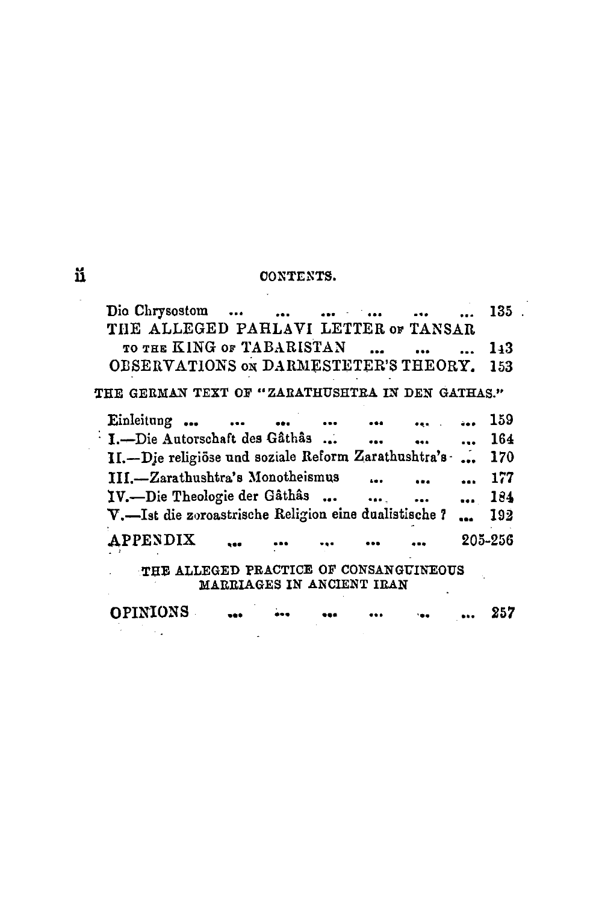CONTENTS.

Dio Chrysostom ... ... ... ... ... ... 135

THE ALLEGED PAHLAVI LETTER OF TANSAR TO THE KING OF TABARISTAN ... ... ... 143

OBSERVATIONS ON DARMESTETER'S THEORY. 153

THE GERMAN TEXT OF "ZARATHUSHTRA IN DEN GATHAS."

Einleitung ... ... ... ... ... ... ... 159

I.—Die Autorschaft des Gâthâs ... ... ... ... 164

II.—Die religiöse und soziale Reform Zarathushtra's ... 170

III.—Zarathushtra's Monotheismus ... ... ... 177

IV.—Die Theologie der Gâthâs ... ... ... ... 184

V.—Ist die zoroastrische Religion eine dualistische ? ... 192

APPENDIX ... ... ... ... ... 205-256

THE ALLEGED PRACTICE OF CONSANGUINEOUS MARRIAGES IN ANCIENT IRAN

OPINIONS ... ... ... ... ... ... 257